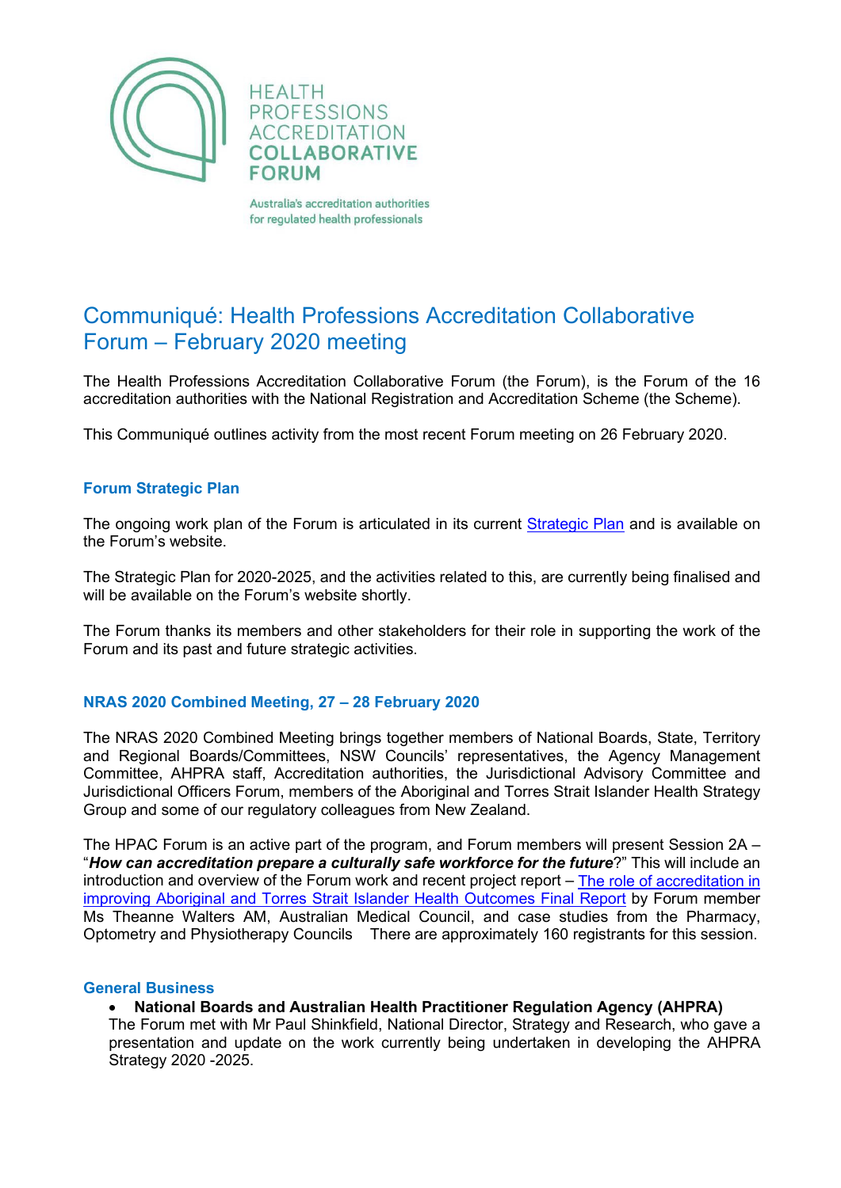HEALTH PROFESSIONS ACCREDITATION COLLABORATIVE FORUM

Australia's accreditation authorities for regulated health professionals

# Communiqué: Health Professions Accreditation Collaborative Forum – February 2020 meeting

The Health Professions Accreditation Collaborative Forum (the Forum), is the Forum of the 16 accreditation authorities with the National Registration and Accreditation Scheme (the Scheme).

This Communiqué outlines activity from the most recent Forum meeting on 26 February 2020.

## Forum Strategic Plan

The ongoing work plan of the Forum is articulated in its current Strategic Plan and is available on the Forum's website.

The Strategic Plan for 2020-2025, and the activities related to this, are currently being finalised and will be available on the Forum's website shortly.

The Forum thanks its members and other stakeholders for their role in supporting the work of the Forum and its past and future strategic activities.

## NRAS 2020 Combined Meeting, 27 – 28 February 2020

The NRAS 2020 Combined Meeting brings together members of National Boards, State, Territory and Regional Boards/Committees, NSW Councils' representatives, the Agency Management Committee, AHPRA staff, Accreditation authorities, the Jurisdictional Advisory Committee and Jurisdictional Officers Forum, members of the Aboriginal and Torres Strait Islander Health Strategy Group and some of our regulatory colleagues from New Zealand.

The HPAC Forum is an active part of the program, and Forum members will present Session 2A – "***How can accreditation prepare a culturally safe workforce for the future***?" This will include an introduction and overview of the Forum work and recent project report – The role of accreditation in improving Aboriginal and Torres Strait Islander Health Outcomes Final Report by Forum member Ms Theanne Walters AM, Australian Medical Council, and case studies from the Pharmacy, Optometry and Physiotherapy Councils There are approximately 160 registrants for this session.

## General Business

- **National Boards and Australian Health Practitioner Regulation Agency (AHPRA)**

  The Forum met with Mr Paul Shinkfield, National Director, Strategy and Research, who gave a presentation and update on the work currently being undertaken in developing the AHPRA Strategy 2020 -2025.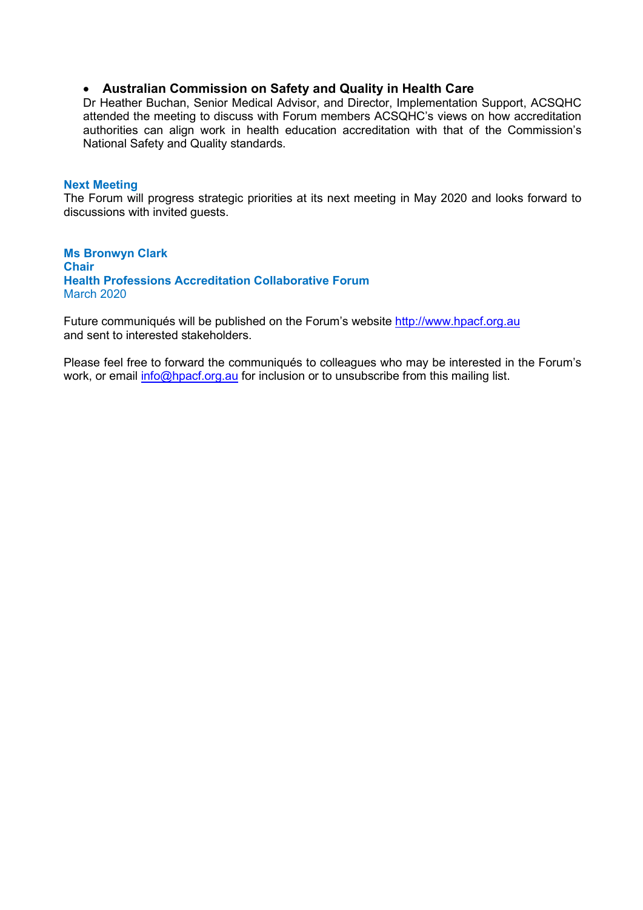- **Australian Commission on Safety and Quality in Health Care**
  Dr Heather Buchan, Senior Medical Advisor, and Director, Implementation Support, ACSQHC attended the meeting to discuss with Forum members ACSQHC's views on how accreditation authorities can align work in health education accreditation with that of the Commission's National Safety and Quality standards.

**Next Meeting**

The Forum will progress strategic priorities at its next meeting in May 2020 and looks forward to discussions with invited guests.

**Ms Bronwyn Clark**
**Chair**
**Health Professions Accreditation Collaborative Forum**
March 2020

Future communiqués will be published on the Forum's website http://www.hpacf.org.au and sent to interested stakeholders.

Please feel free to forward the communiqués to colleagues who may be interested in the Forum's work, or email info@hpacf.org.au for inclusion or to unsubscribe from this mailing list.